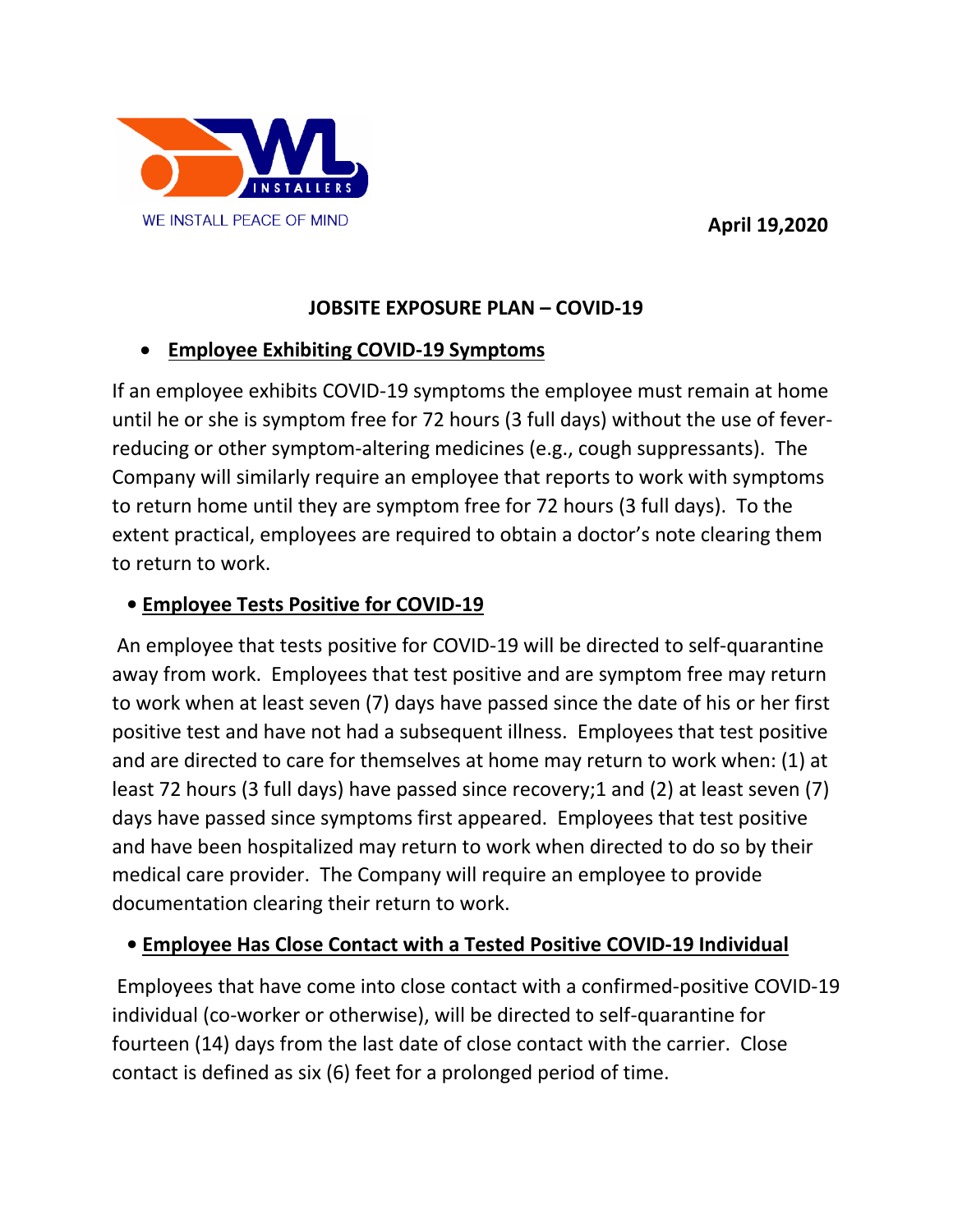WL INSTALLERS

WE INSTALL PEACE OF MIND

**April 19,2020**

## JOBSITE EXPOSURE PLAN – COVID-19

- **Employee Exhibiting COVID-19 Symptoms**

If an employee exhibits COVID-19 symptoms the employee must remain at home until he or she is symptom free for 72 hours (3 full days) without the use of fever-reducing or other symptom-altering medicines (e.g., cough suppressants). The Company will similarly require an employee that reports to work with symptoms to return home until they are symptom free for 72 hours (3 full days). To the extent practical, employees are required to obtain a doctor's note clearing them to return to work.

- **Employee Tests Positive for COVID-19**

An employee that tests positive for COVID-19 will be directed to self-quarantine away from work. Employees that test positive and are symptom free may return to work when at least seven (7) days have passed since the date of his or her first positive test and have not had a subsequent illness. Employees that test positive and are directed to care for themselves at home may return to work when: (1) at least 72 hours (3 full days) have passed since recovery;1 and (2) at least seven (7) days have passed since symptoms first appeared. Employees that test positive and have been hospitalized may return to work when directed to do so by their medical care provider. The Company will require an employee to provide documentation clearing their return to work.

- **Employee Has Close Contact with a Tested Positive COVID-19 Individual**

Employees that have come into close contact with a confirmed-positive COVID-19 individual (co-worker or otherwise), will be directed to self-quarantine for fourteen (14) days from the last date of close contact with the carrier. Close contact is defined as six (6) feet for a prolonged period of time.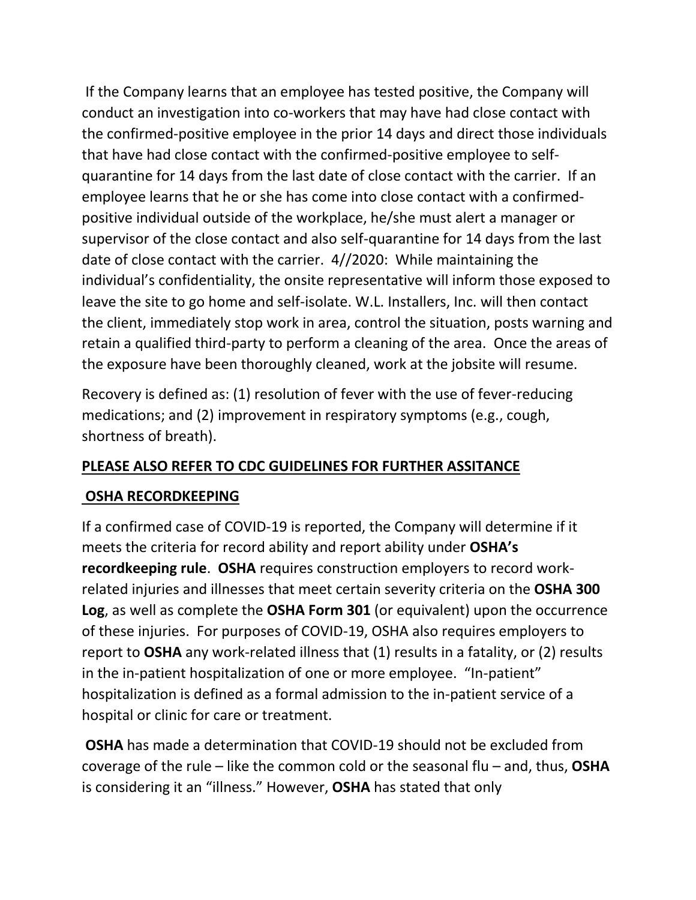If the Company learns that an employee has tested positive, the Company will conduct an investigation into co-workers that may have had close contact with the confirmed-positive employee in the prior 14 days and direct those individuals that have had close contact with the confirmed-positive employee to self-quarantine for 14 days from the last date of close contact with the carrier. If an employee learns that he or she has come into close contact with a confirmed-positive individual outside of the workplace, he/she must alert a manager or supervisor of the close contact and also self-quarantine for 14 days from the last date of close contact with the carrier. 4//2020: While maintaining the individual's confidentiality, the onsite representative will inform those exposed to leave the site to go home and self-isolate. W.L. Installers, Inc. will then contact the client, immediately stop work in area, control the situation, posts warning and retain a qualified third-party to perform a cleaning of the area. Once the areas of the exposure have been thoroughly cleaned, work at the jobsite will resume.

Recovery is defined as: (1) resolution of fever with the use of fever-reducing medications; and (2) improvement in respiratory symptoms (e.g., cough, shortness of breath).

**PLEASE ALSO REFER TO CDC GUIDELINES FOR FURTHER ASSITANCE**

**OSHA RECORDKEEPING**

If a confirmed case of COVID-19 is reported, the Company will determine if it meets the criteria for record ability and report ability under **OSHA's recordkeeping rule**. **OSHA** requires construction employers to record work-related injuries and illnesses that meet certain severity criteria on the **OSHA 300 Log**, as well as complete the **OSHA Form 301** (or equivalent) upon the occurrence of these injuries. For purposes of COVID-19, OSHA also requires employers to report to **OSHA** any work-related illness that (1) results in a fatality, or (2) results in the in-patient hospitalization of one or more employee. "In-patient" hospitalization is defined as a formal admission to the in-patient service of a hospital or clinic for care or treatment.

**OSHA** has made a determination that COVID-19 should not be excluded from coverage of the rule – like the common cold or the seasonal flu – and, thus, **OSHA** is considering it an "illness." However, **OSHA** has stated that only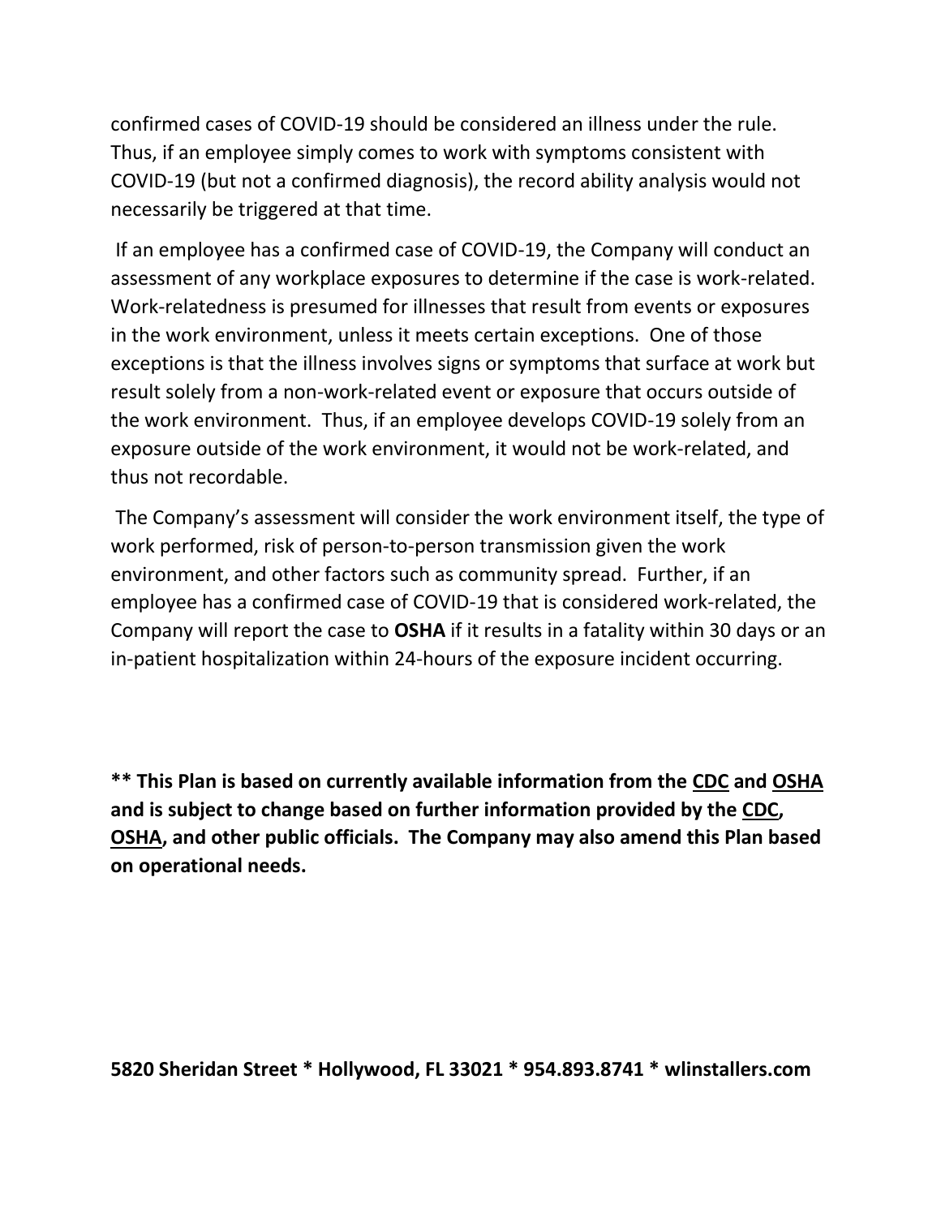confirmed cases of COVID-19 should be considered an illness under the rule. Thus, if an employee simply comes to work with symptoms consistent with COVID-19 (but not a confirmed diagnosis), the record ability analysis would not necessarily be triggered at that time.

If an employee has a confirmed case of COVID-19, the Company will conduct an assessment of any workplace exposures to determine if the case is work-related. Work-relatedness is presumed for illnesses that result from events or exposures in the work environment, unless it meets certain exceptions. One of those exceptions is that the illness involves signs or symptoms that surface at work but result solely from a non-work-related event or exposure that occurs outside of the work environment. Thus, if an employee develops COVID-19 solely from an exposure outside of the work environment, it would not be work-related, and thus not recordable.

The Company's assessment will consider the work environment itself, the type of work performed, risk of person-to-person transmission given the work environment, and other factors such as community spread. Further, if an employee has a confirmed case of COVID-19 that is considered work-related, the Company will report the case to **OSHA** if it results in a fatality within 30 days or an in-patient hospitalization within 24-hours of the exposure incident occurring.

**** This Plan is based on currently available information from the CDC and OSHA and is subject to change based on further information provided by the CDC, OSHA, and other public officials. The Company may also amend this Plan based on operational needs.**

**5820 Sheridan Street * Hollywood, FL 33021 * 954.893.8741 * wlinstallers.com**